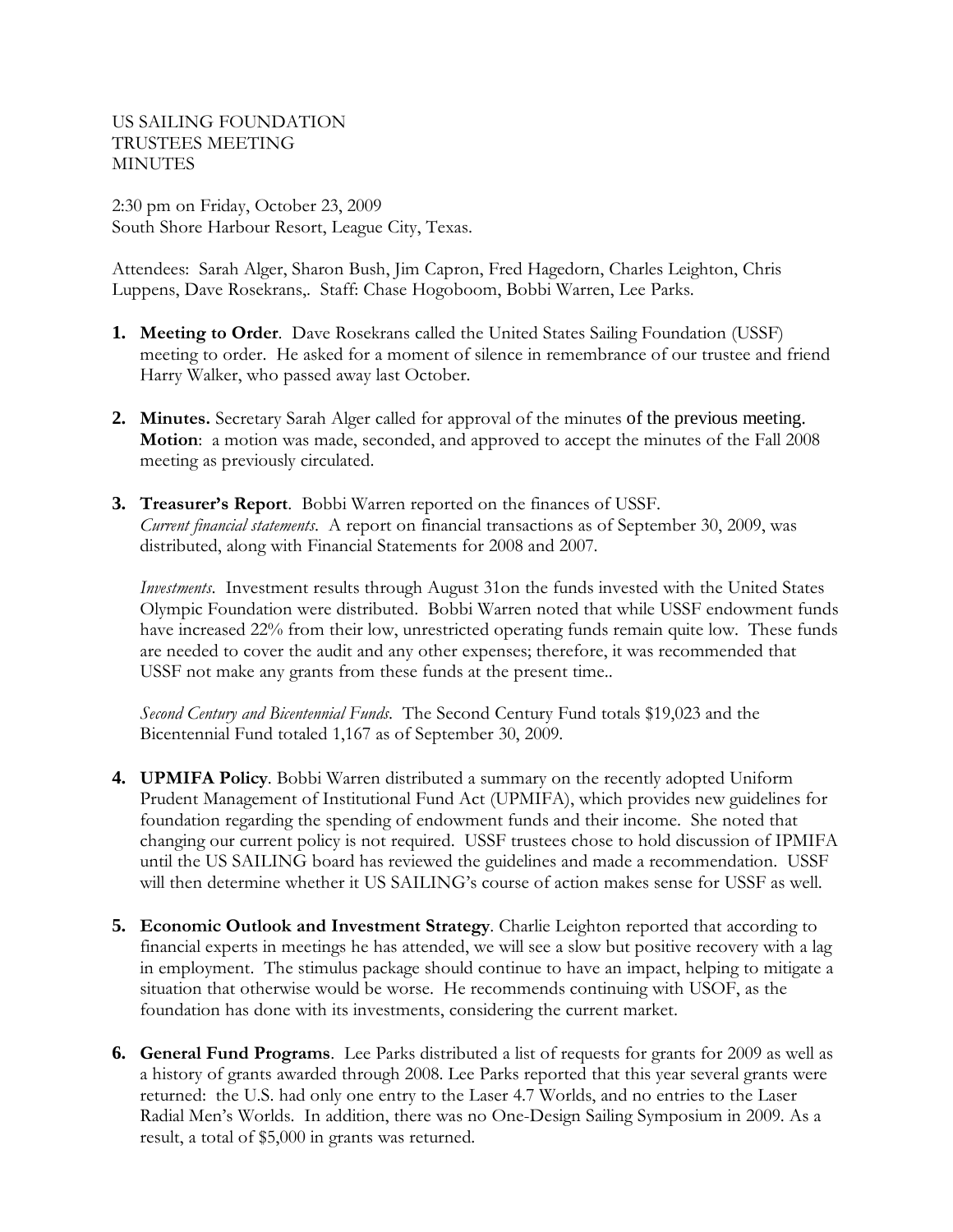US SAILING FOUNDATION
TRUSTEES MEETING
MINUTES

2:30 pm on Friday, October 23, 2009
South Shore Harbour Resort, League City, Texas.

Attendees: Sarah Alger, Sharon Bush, Jim Capron, Fred Hagedorn, Charles Leighton, Chris Luppens, Dave Rosekrans,. Staff: Chase Hogoboom, Bobbi Warren, Lee Parks.

1. **Meeting to Order**. Dave Rosekrans called the United States Sailing Foundation (USSF) meeting to order. He asked for a moment of silence in remembrance of our trustee and friend Harry Walker, who passed away last October.

2. **Minutes.** Secretary Sarah Alger called for approval of the minutes of the previous meeting. **Motion**: a motion was made, seconded, and approved to accept the minutes of the Fall 2008 meeting as previously circulated.

3. **Treasurer's Report**. Bobbi Warren reported on the finances of USSF.
   *Current financial statements*. A report on financial transactions as of September 30, 2009, was distributed, along with Financial Statements for 2008 and 2007.

   *Investments*. Investment results through August 31on the funds invested with the United States Olympic Foundation were distributed. Bobbi Warren noted that while USSF endowment funds have increased 22% from their low, unrestricted operating funds remain quite low. These funds are needed to cover the audit and any other expenses; therefore, it was recommended that USSF not make any grants from these funds at the present time..

   *Second Century and Bicentennial Funds*. The Second Century Fund totals $19,023 and the Bicentennial Fund totaled 1,167 as of September 30, 2009.

4. **UPMIFA Policy**. Bobbi Warren distributed a summary on the recently adopted Uniform Prudent Management of Institutional Fund Act (UPMIFA), which provides new guidelines for foundation regarding the spending of endowment funds and their income. She noted that changing our current policy is not required. USSF trustees chose to hold discussion of IPMIFA until the US SAILING board has reviewed the guidelines and made a recommendation. USSF will then determine whether it US SAILING's course of action makes sense for USSF as well.

5. **Economic Outlook and Investment Strategy**. Charlie Leighton reported that according to financial experts in meetings he has attended, we will see a slow but positive recovery with a lag in employment. The stimulus package should continue to have an impact, helping to mitigate a situation that otherwise would be worse. He recommends continuing with USOF, as the foundation has done with its investments, considering the current market.

6. **General Fund Programs**. Lee Parks distributed a list of requests for grants for 2009 as well as a history of grants awarded through 2008. Lee Parks reported that this year several grants were returned: the U.S. had only one entry to the Laser 4.7 Worlds, and no entries to the Laser Radial Men's Worlds. In addition, there was no One-Design Sailing Symposium in 2009. As a result, a total of $5,000 in grants was returned.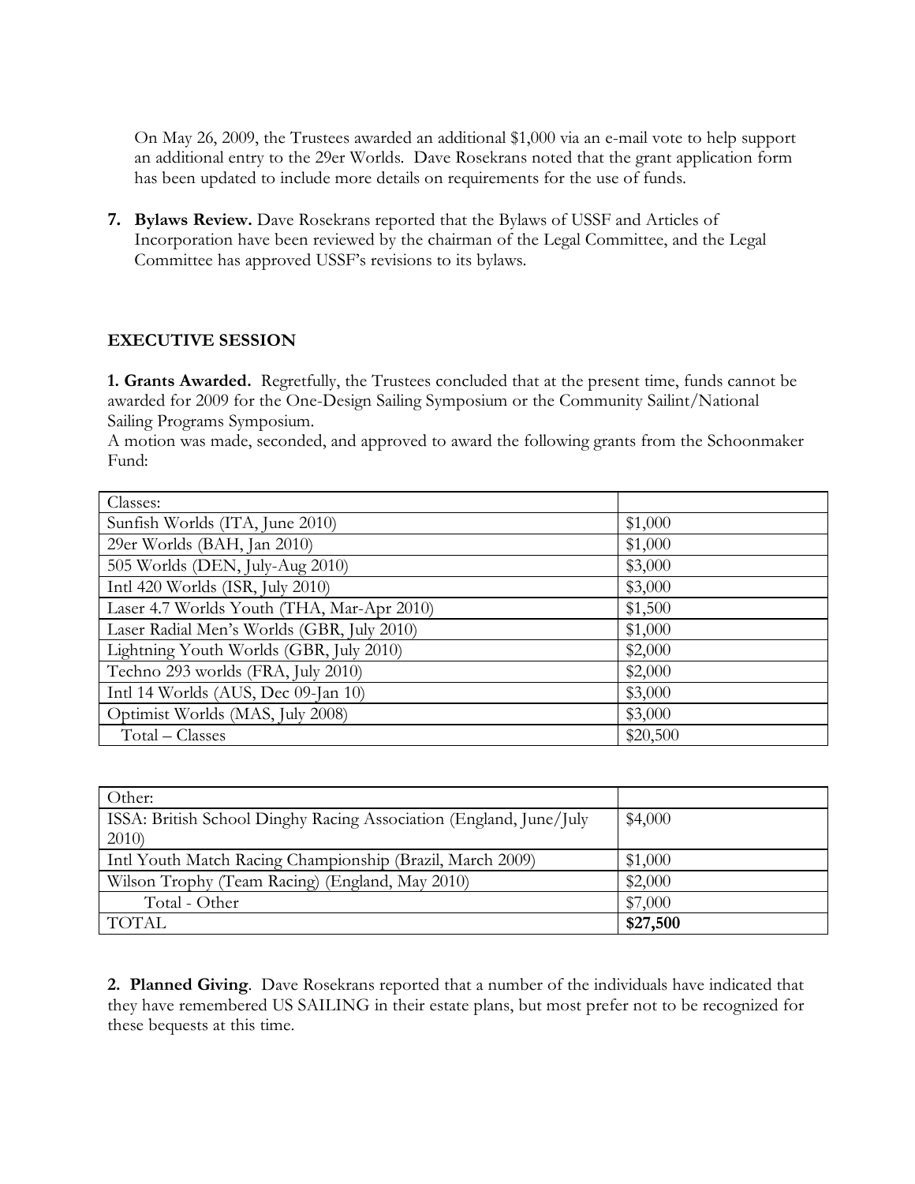On May 26, 2009, the Trustees awarded an additional $1,000 via an e-mail vote to help support an additional entry to the 29er Worlds. Dave Rosekrans noted that the grant application form has been updated to include more details on requirements for the use of funds.

7. **Bylaws Review.** Dave Rosekrans reported that the Bylaws of USSF and Articles of Incorporation have been reviewed by the chairman of the Legal Committee, and the Legal Committee has approved USSF's revisions to its bylaws.

## EXECUTIVE SESSION

**1. Grants Awarded.** Regretfully, the Trustees concluded that at the present time, funds cannot be awarded for 2009 for the One-Design Sailing Symposium or the Community Sailint/National Sailing Programs Symposium.
A motion was made, seconded, and approved to award the following grants from the Schoonmaker Fund:

| Classes: | |
|---|---|
| Sunfish Worlds (ITA, June 2010) | $1,000 |
| 29er Worlds (BAH, Jan 2010) | $1,000 |
| 505 Worlds (DEN, July-Aug 2010) | $3,000 |
| Intl 420 Worlds (ISR, July 2010) | $3,000 |
| Laser 4.7 Worlds Youth (THA, Mar-Apr 2010) | $1,500 |
| Laser Radial Men's Worlds (GBR, July 2010) | $1,000 |
| Lightning Youth Worlds (GBR, July 2010) | $2,000 |
| Techno 293 worlds (FRA, July 2010) | $2,000 |
| Intl 14 Worlds (AUS, Dec 09-Jan 10) | $3,000 |
| Optimist Worlds (MAS, July 2008) | $3,000 |
| Total – Classes | $20,500 |

| Other: | |
|---|---|
| ISSA: British School Dinghy Racing Association (England, June/July 2010) | $4,000 |
| Intl Youth Match Racing Championship (Brazil, March 2009) | $1,000 |
| Wilson Trophy (Team Racing) (England, May 2010) | $2,000 |
| Total - Other | $7,000 |
| TOTAL | **$27,500** |

**2. Planned Giving**. Dave Rosekrans reported that a number of the individuals have indicated that they have remembered US SAILING in their estate plans, but most prefer not to be recognized for these bequests at this time.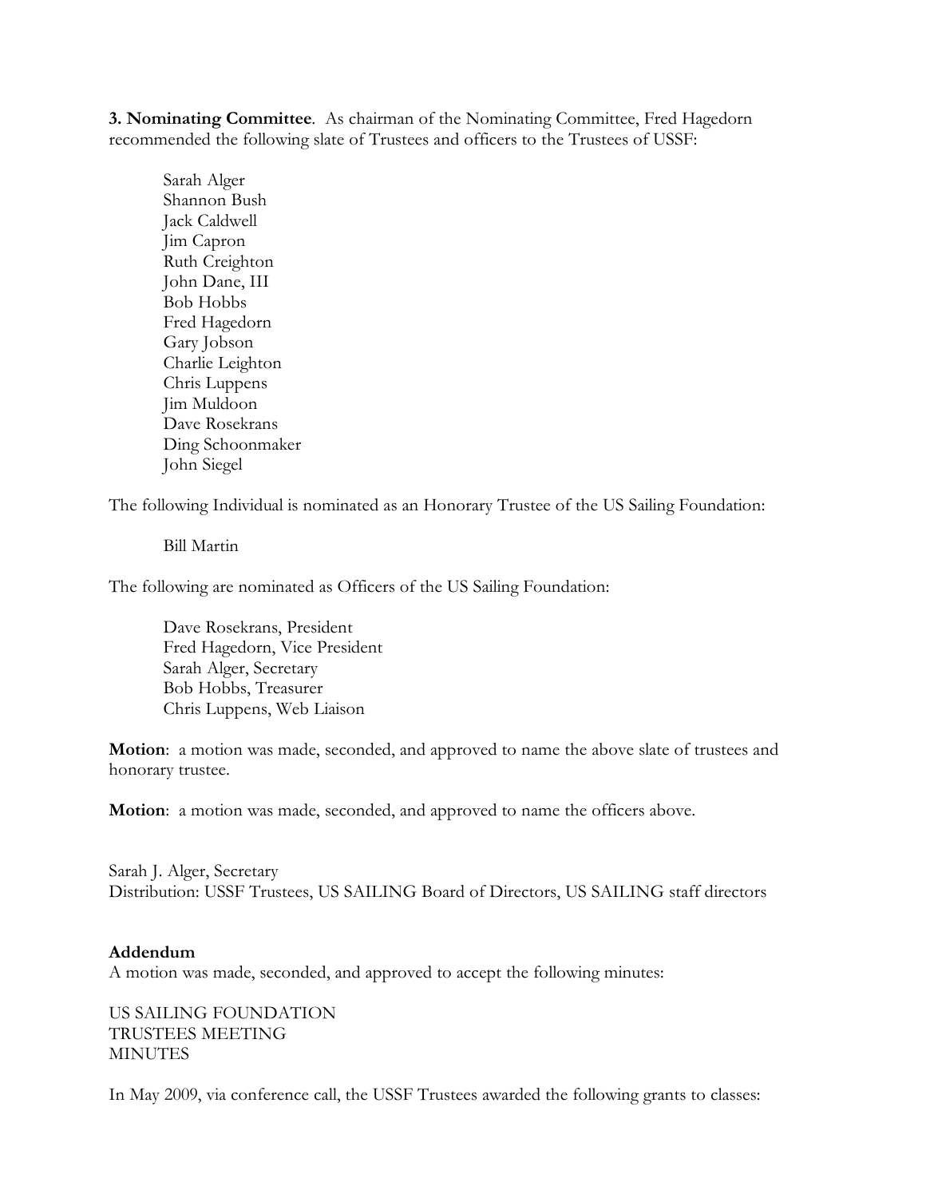**3. Nominating Committee**. As chairman of the Nominating Committee, Fred Hagedorn recommended the following slate of Trustees and officers to the Trustees of USSF:

Sarah Alger
Shannon Bush
Jack Caldwell
Jim Capron
Ruth Creighton
John Dane, III
Bob Hobbs
Fred Hagedorn
Gary Jobson
Charlie Leighton
Chris Luppens
Jim Muldoon
Dave Rosekrans
Ding Schoonmaker
John Siegel

The following Individual is nominated as an Honorary Trustee of the US Sailing Foundation:

Bill Martin

The following are nominated as Officers of the US Sailing Foundation:

Dave Rosekrans, President
Fred Hagedorn, Vice President
Sarah Alger, Secretary
Bob Hobbs, Treasurer
Chris Luppens, Web Liaison

**Motion**: a motion was made, seconded, and approved to name the above slate of trustees and honorary trustee.

**Motion**: a motion was made, seconded, and approved to name the officers above.

Sarah J. Alger, Secretary
Distribution: USSF Trustees, US SAILING Board of Directors, US SAILING staff directors

**Addendum**
A motion was made, seconded, and approved to accept the following minutes:

US SAILING FOUNDATION
TRUSTEES MEETING
MINUTES

In May 2009, via conference call, the USSF Trustees awarded the following grants to classes: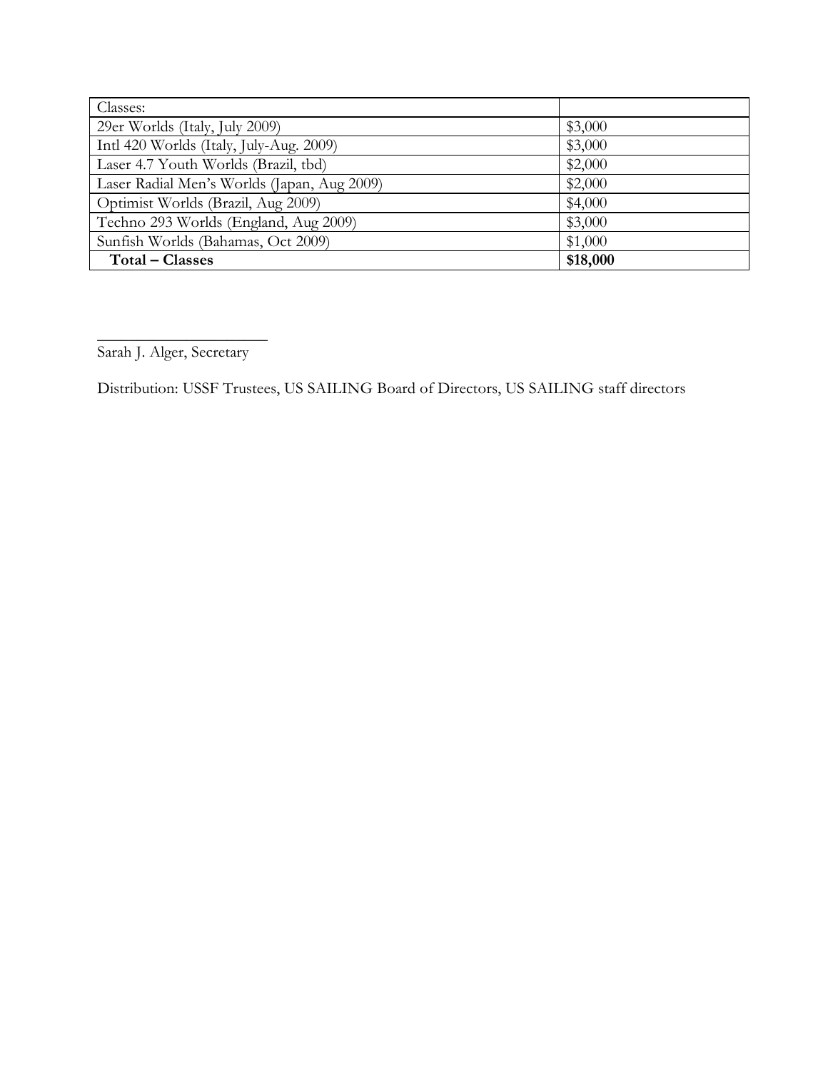| | |
|---|---|
| Classes: | |
| 29er Worlds (Italy, July 2009) | $3,000 |
| Intl 420 Worlds (Italy, July-Aug. 2009) | $3,000 |
| Laser 4.7 Youth Worlds (Brazil, tbd) | $2,000 |
| Laser Radial Men's Worlds (Japan, Aug 2009) | $2,000 |
| Optimist Worlds (Brazil, Aug 2009) | $4,000 |
| Techno 293 Worlds (England, Aug 2009) | $3,000 |
| Sunfish Worlds (Bahamas, Oct 2009) | $1,000 |
| **Total – Classes** | **$18,000** |

\_\_\_\_\_\_\_\_\_\_\_\_\_\_\_\_\_\_\_\_\_\_

Sarah J. Alger, Secretary

Distribution: USSF Trustees, US SAILING Board of Directors, US SAILING staff directors